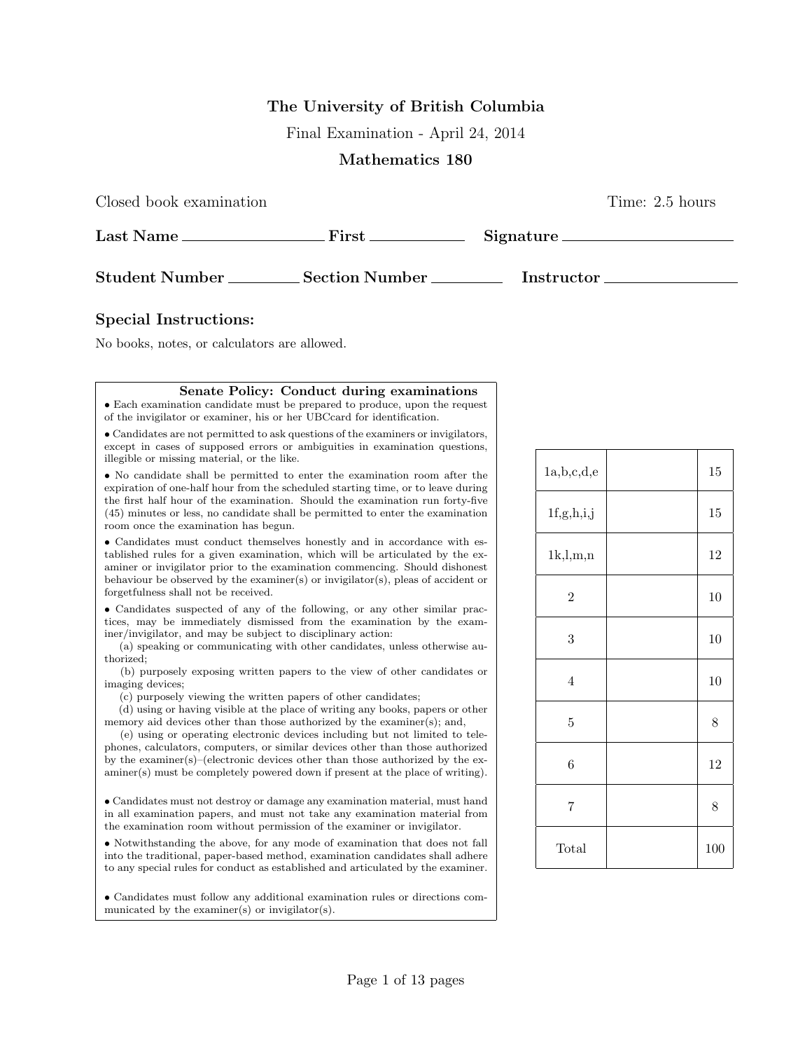**The University of British Columbia**

Final Examination - April 24, 2014

**Mathematics 180**

Closed book examination — Time: 2.5 hours

**Last Name** ________________ **First** ____________ **Signature** ________________

**Student Number** ________ **Section Number** ________ **Instructor** ______________

### Special Instructions:

No books, notes, or calculators are allowed.

**Senate Policy: Conduct during examinations**

- Each examination candidate must be prepared to produce, upon the request of the invigilator or examiner, his or her UBCcard for identification.
- Candidates are not permitted to ask questions of the examiners or invigilators, except in cases of supposed errors or ambiguities in examination questions, illegible or missing material, or the like.
- No candidate shall be permitted to enter the examination room after the expiration of one-half hour from the scheduled starting time, or to leave during the first half hour of the examination. Should the examination run forty-five (45) minutes or less, no candidate shall be permitted to enter the examination room once the examination has begun.
- Candidates must conduct themselves honestly and in accordance with established rules for a given examination, which will be articulated by the examiner or invigilator prior to the examination commencing. Should dishonest behaviour be observed by the examiner(s) or invigilator(s), pleas of accident or forgetfulness shall not be received.
- Candidates suspected of any of the following, or any other similar practices, may be immediately dismissed from the examination by the examiner/invigilator, and may be subject to disciplinary action:
  - (a) speaking or communicating with other candidates, unless otherwise authorized;
  - (b) purposely exposing written papers to the view of other candidates or imaging devices;
  - (c) purposely viewing the written papers of other candidates;
  - (d) using or having visible at the place of writing any books, papers or other memory aid devices other than those authorized by the examiner(s); and,
  - (e) using or operating electronic devices including but not limited to telephones, calculators, computers, or similar devices other than those authorized by the examiner(s)–(electronic devices other than those authorized by the examiner(s) must be completely powered down if present at the place of writing).
- Candidates must not destroy or damage any examination material, must hand in all examination papers, and must not take any examination material from the examination room without permission of the examiner or invigilator.
- Notwithstanding the above, for any mode of examination that does not fall into the traditional, paper-based method, examination candidates shall adhere to any special rules for conduct as established and articulated by the examiner.
- Candidates must follow any additional examination rules or directions communicated by the examiner(s) or invigilator(s).

| Question | Score | Max |
|---|---|---|
| 1a,b,c,d,e | | 15 |
| 1f,g,h,i,j | | 15 |
| 1k,l,m,n | | 12 |
| 2 | | 10 |
| 3 | | 10 |
| 4 | | 10 |
| 5 | | 8 |
| 6 | | 12 |
| 7 | | 8 |
| Total | | 100 |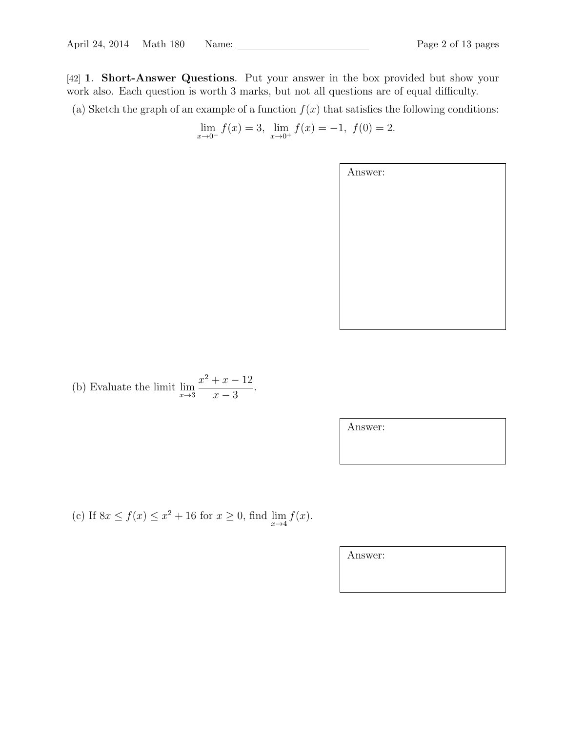[42] **1**. **Short-Answer Questions**. Put your answer in the box provided but show your work also. Each question is worth 3 marks, but not all questions are of equal difficulty.

(a) Sketch the graph of an example of a function $f(x)$ that satisfies the following conditions:

$$\lim_{x \to 0^-} f(x) = 3, \ \lim_{x \to 0^+} f(x) = -1, \ f(0) = 2.$$

Answer:

(b) Evaluate the limit $\displaystyle\lim_{x \to 3} \frac{x^2 + x - 12}{x - 3}$.

Answer:

(c) If $8x \le f(x) \le x^2 + 16$ for $x \ge 0$, find $\displaystyle\lim_{x \to 4} f(x)$.

Answer: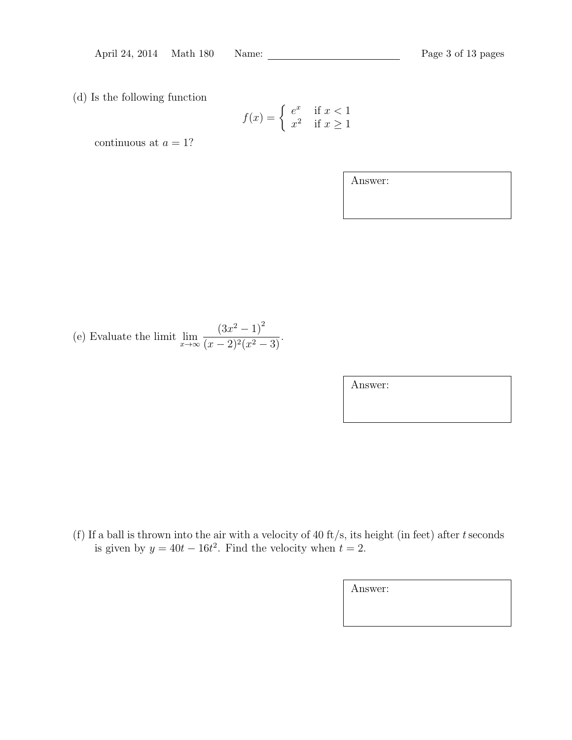(d) Is the following function

$$f(x) = \begin{cases} e^x & \text{if } x < 1 \\ x^2 & \text{if } x \geq 1 \end{cases}$$

continuous at $a = 1$?

Answer:

(e) Evaluate the limit $\displaystyle\lim_{x\to\infty} \frac{(3x^2-1)^2}{(x-2)^2(x^2-3)}$.

Answer:

(f) If a ball is thrown into the air with a velocity of 40 ft/s, its height (in feet) after $t$ seconds is given by $y = 40t - 16t^2$. Find the velocity when $t = 2$.

Answer: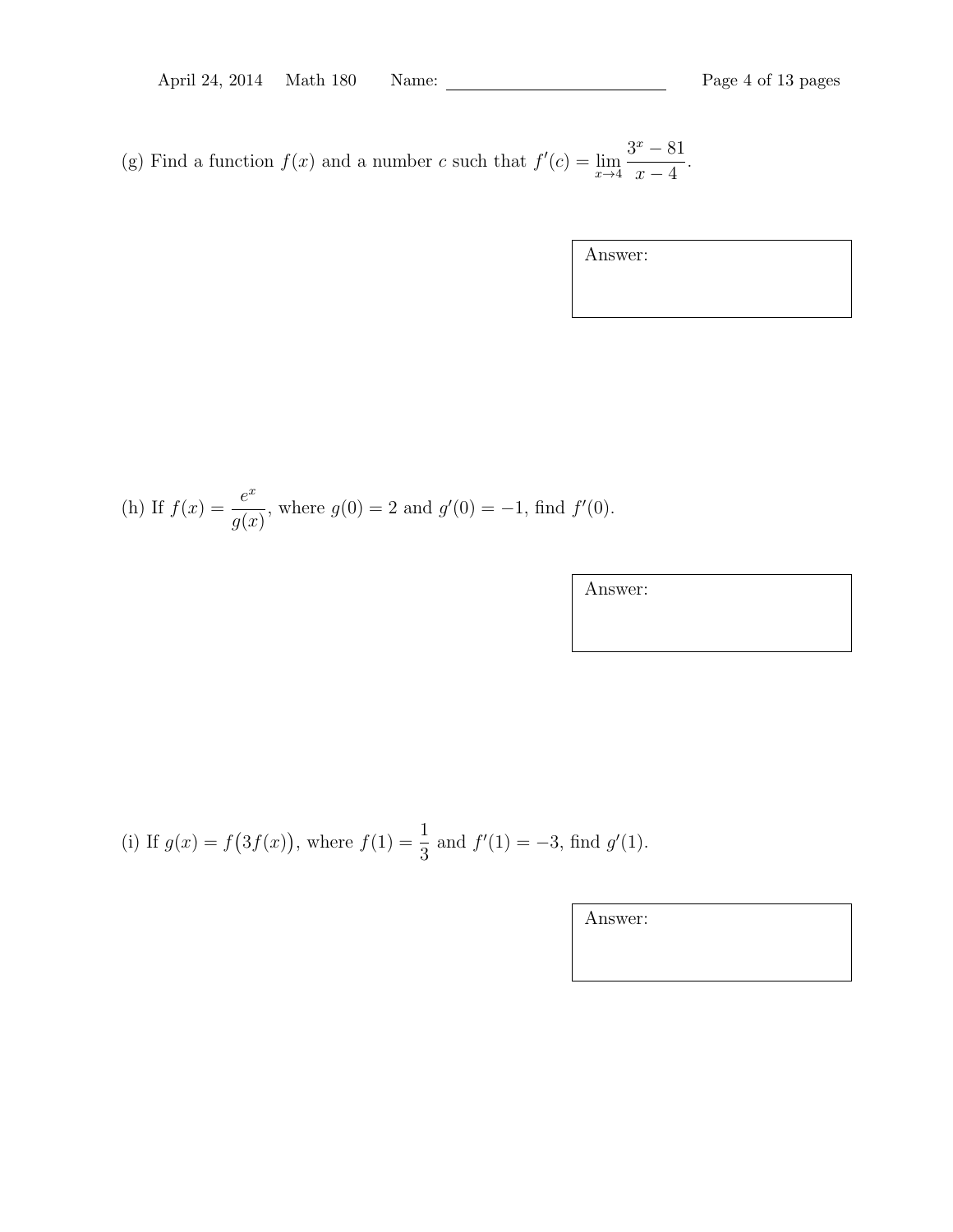(g) Find a function $f(x)$ and a number $c$ such that $f'(c) = \lim_{x \to 4} \dfrac{3^x - 81}{x - 4}$.

Answer:

(h) If $f(x) = \dfrac{e^x}{g(x)}$, where $g(0) = 2$ and $g'(0) = -1$, find $f'(0)$.

Answer:

(i) If $g(x) = f\big(3f(x)\big)$, where $f(1) = \dfrac{1}{3}$ and $f'(1) = -3$, find $g'(1)$.

Answer: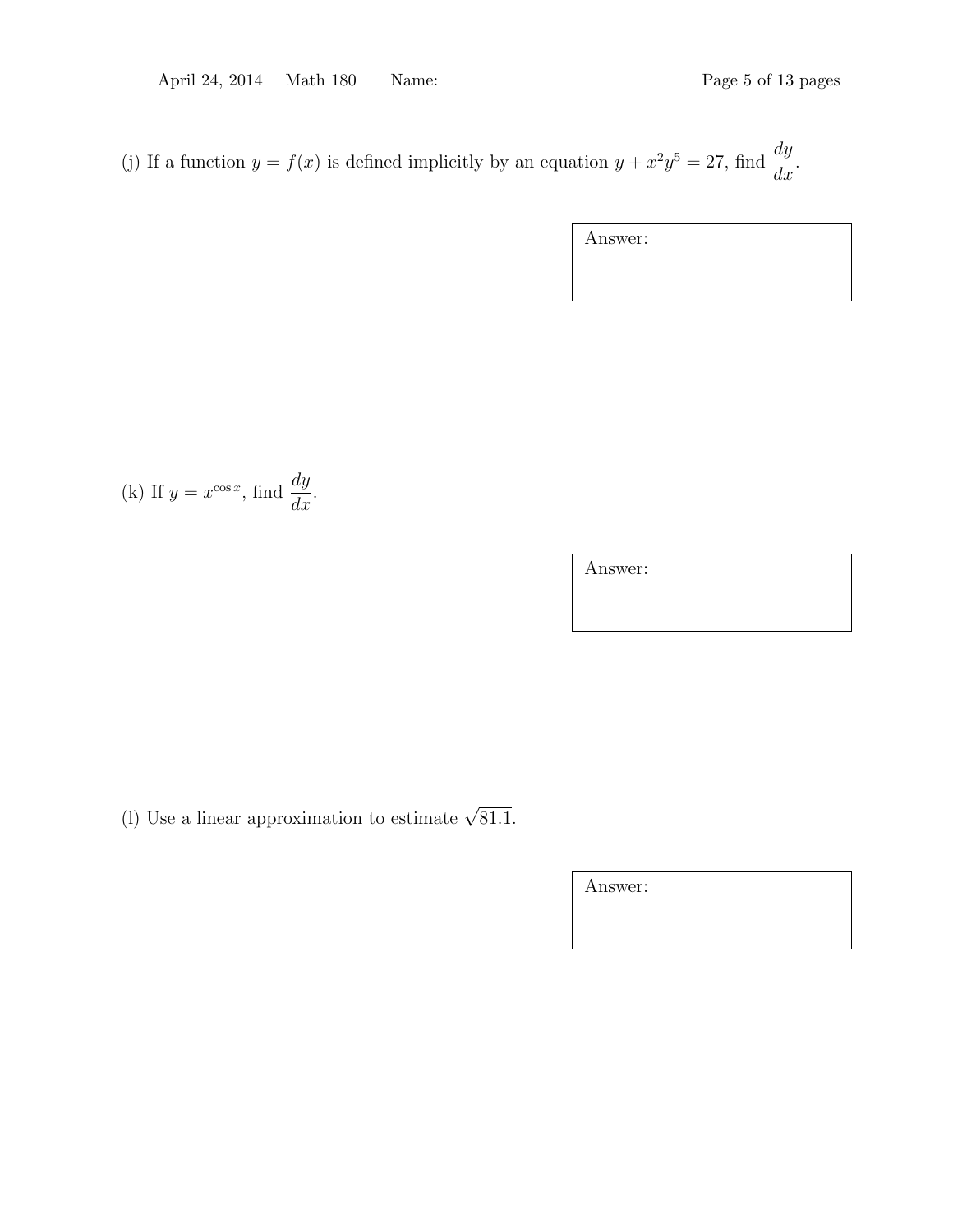(j) If a function $y = f(x)$ is defined implicitly by an equation $y + x^2y^5 = 27$, find $\dfrac{dy}{dx}$.

Answer:

(k) If $y = x^{\cos x}$, find $\dfrac{dy}{dx}$.

Answer:

(l) Use a linear approximation to estimate $\sqrt{81.1}$.

Answer: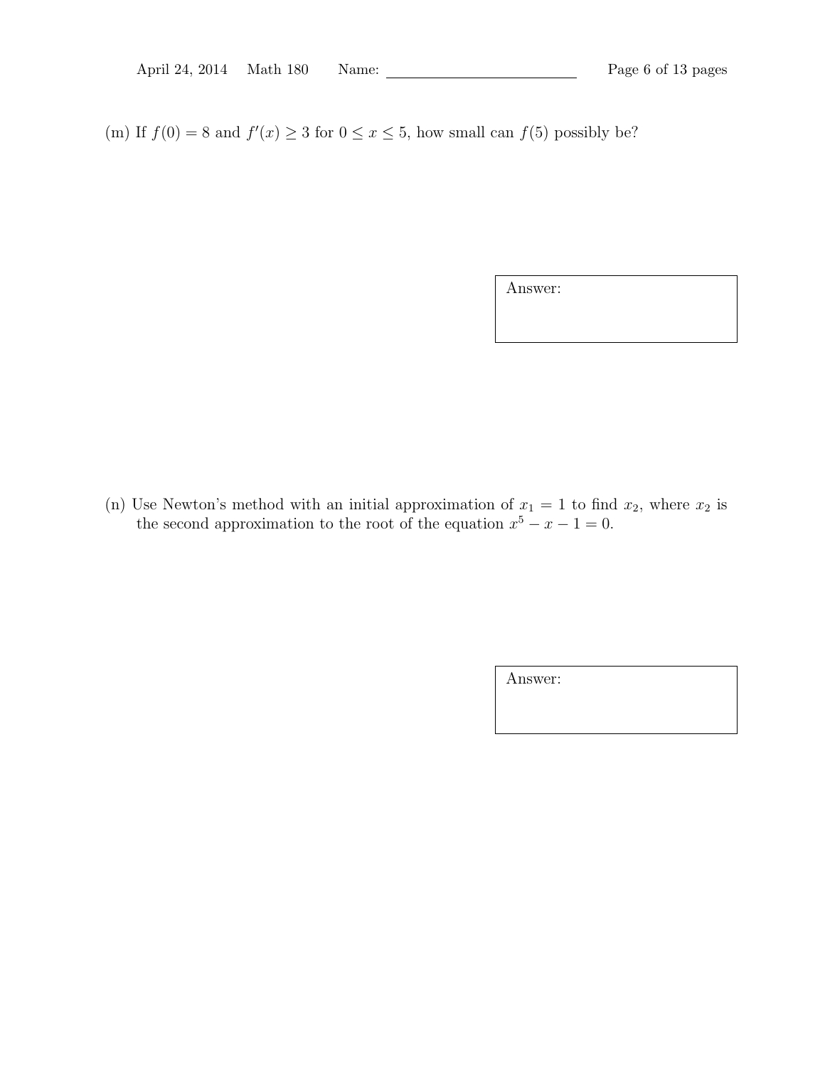(m) If $f(0) = 8$ and $f'(x) \geq 3$ for $0 \leq x \leq 5$, how small can $f(5)$ possibly be?

Answer:

(n) Use Newton's method with an initial approximation of $x_1 = 1$ to find $x_2$, where $x_2$ is the second approximation to the root of the equation $x^5 - x - 1 = 0$.

Answer: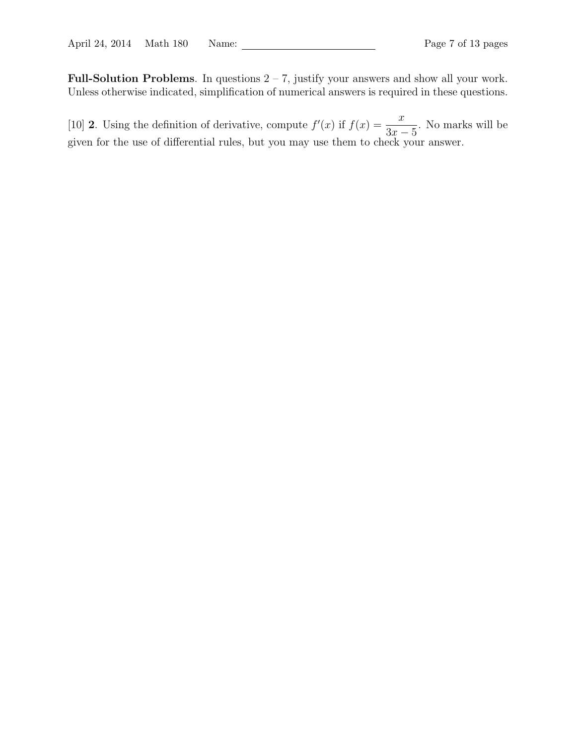**Full-Solution Problems**. In questions 2 – 7, justify your answers and show all your work. Unless otherwise indicated, simplification of numerical answers is required in these questions.

[10] **2**. Using the definition of derivative, compute $f'(x)$ if $f(x) = \dfrac{x}{3x-5}$. No marks will be given for the use of differential rules, but you may use them to check your answer.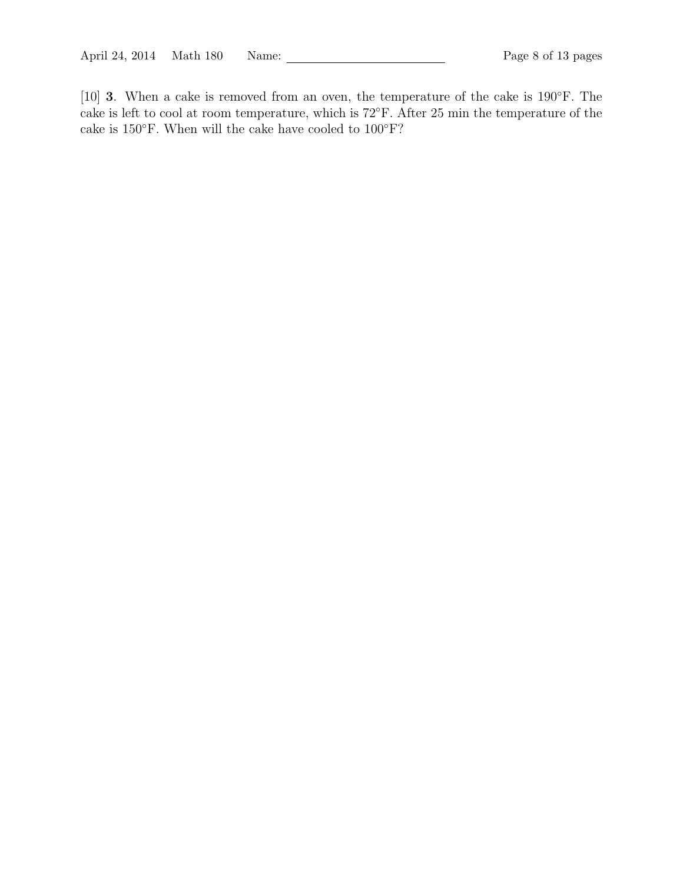[10] **3**. When a cake is removed from an oven, the temperature of the cake is 190°F. The cake is left to cool at room temperature, which is 72°F. After 25 min the temperature of the cake is 150°F. When will the cake have cooled to 100°F?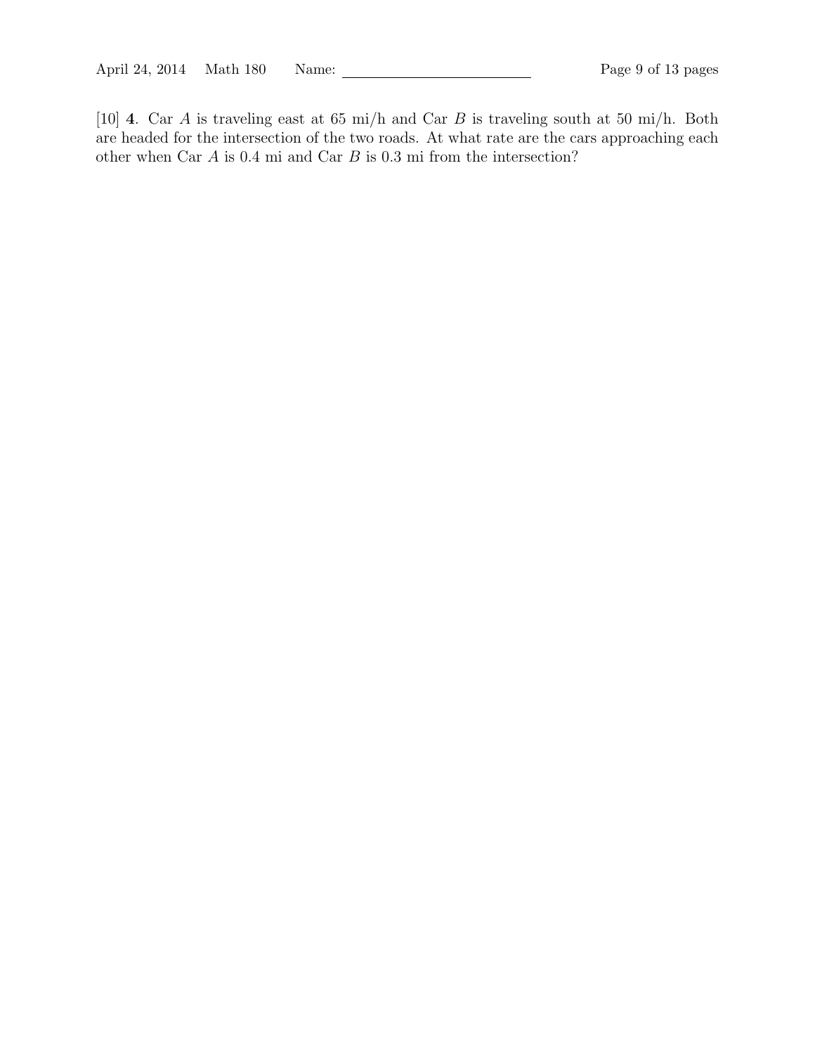[10] **4**. Car $A$ is traveling east at 65 mi/h and Car $B$ is traveling south at 50 mi/h. Both are headed for the intersection of the two roads. At what rate are the cars approaching each other when Car $A$ is 0.4 mi and Car $B$ is 0.3 mi from the intersection?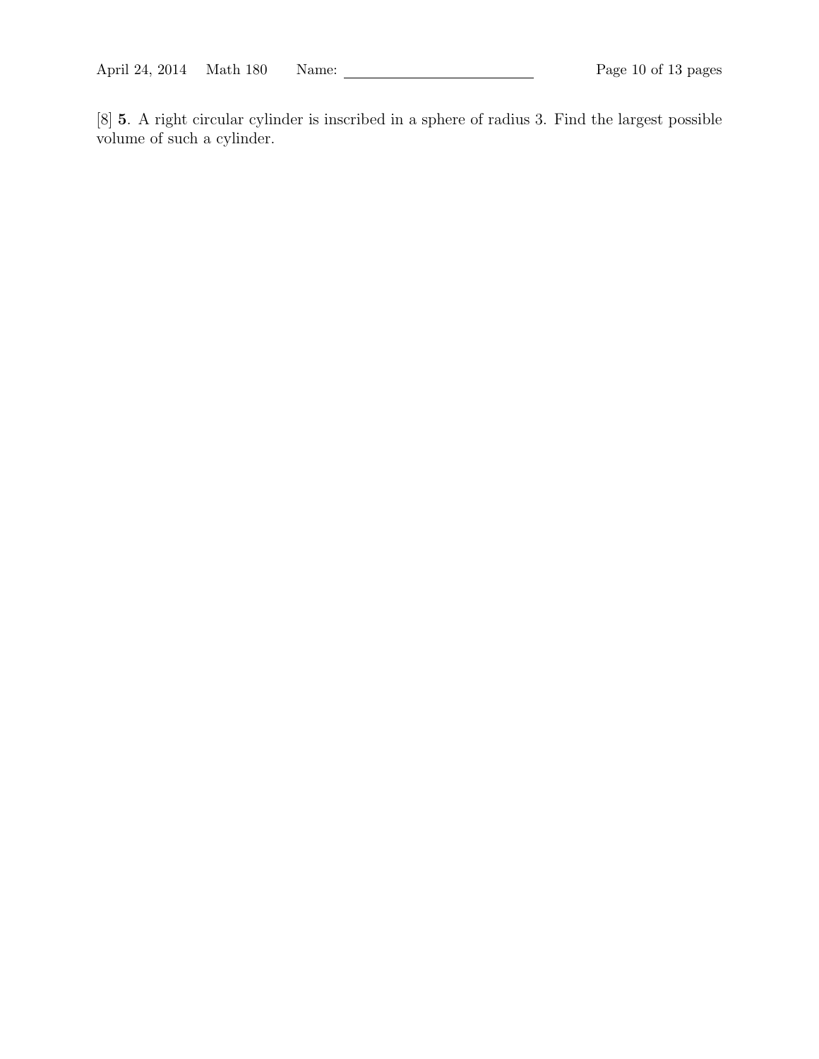[8] **5**. A right circular cylinder is inscribed in a sphere of radius 3. Find the largest possible volume of such a cylinder.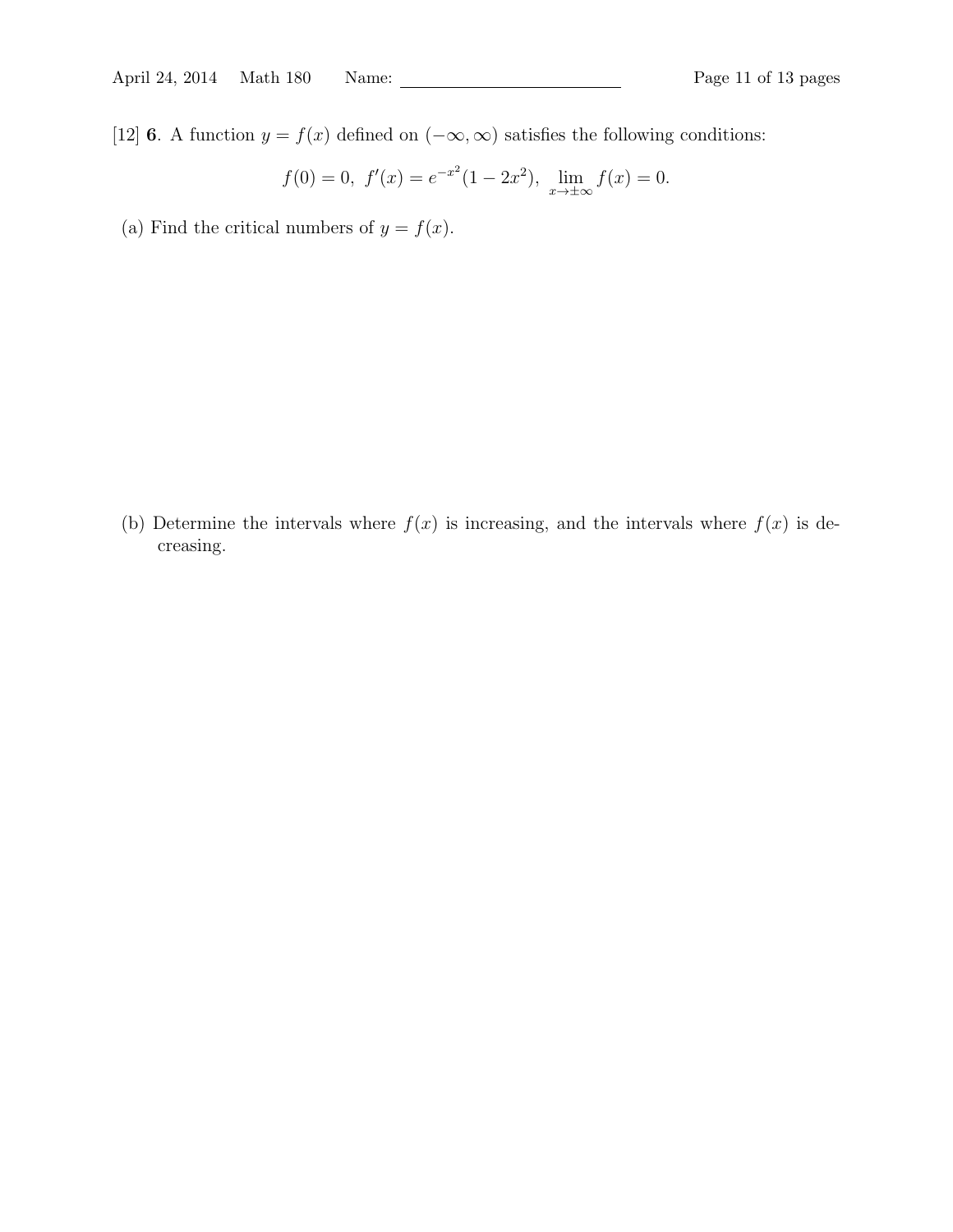[12] **6**. A function $y = f(x)$ defined on $(-\infty, \infty)$ satisfies the following conditions:

$$f(0) = 0,\ f'(x) = e^{-x^2}(1 - 2x^2),\ \lim_{x \to \pm\infty} f(x) = 0.$$

(a) Find the critical numbers of $y = f(x)$.

(b) Determine the intervals where $f(x)$ is increasing, and the intervals where $f(x)$ is decreasing.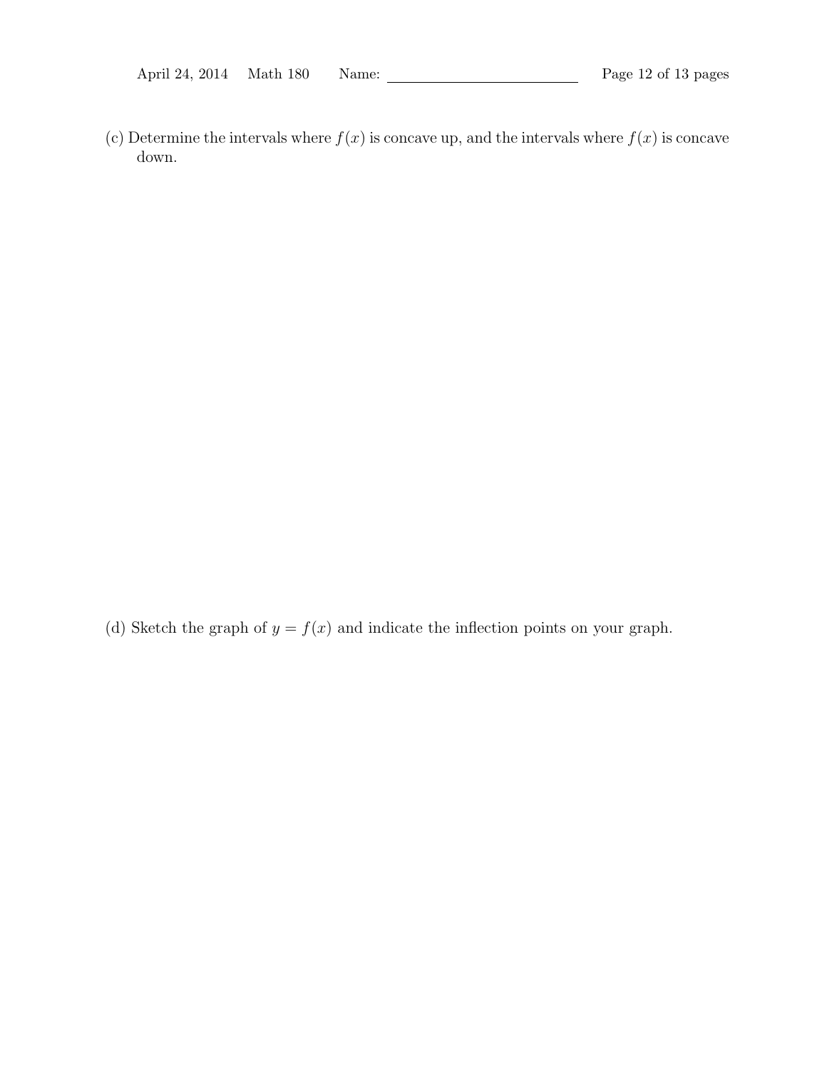(c) Determine the intervals where $f(x)$ is concave up, and the intervals where $f(x)$ is concave down.

(d) Sketch the graph of $y = f(x)$ and indicate the inflection points on your graph.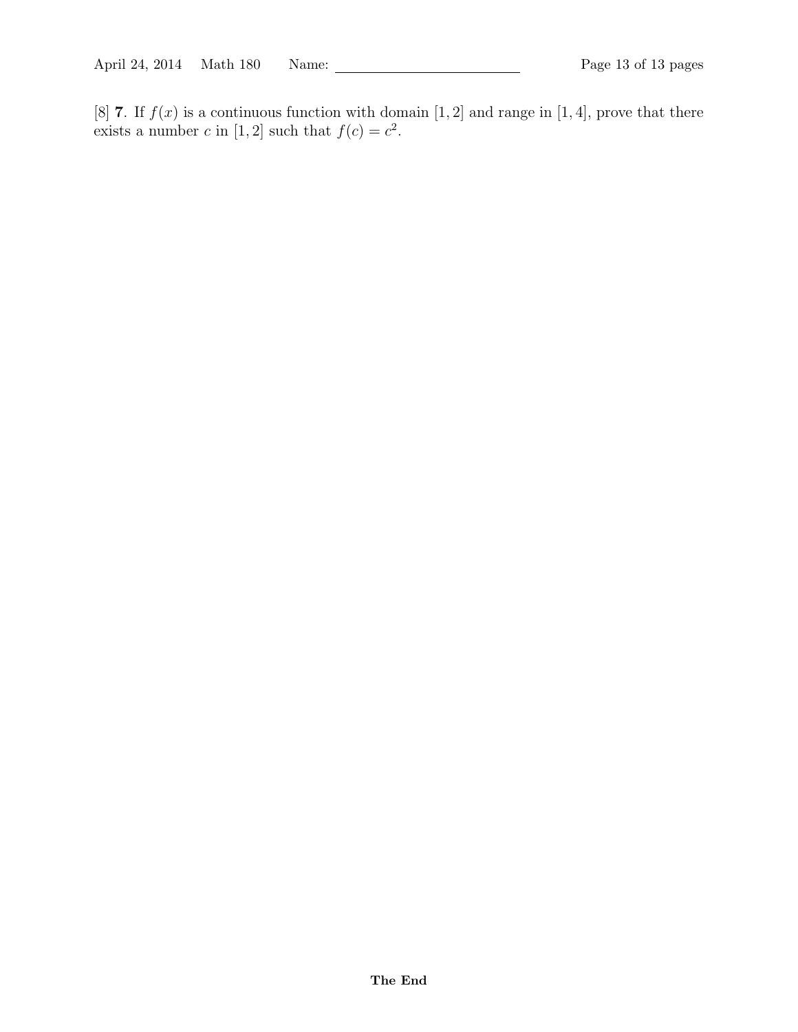[8] **7**. If $f(x)$ is a continuous function with domain $[1, 2]$ and range in $[1, 4]$, prove that there exists a number $c$ in $[1, 2]$ such that $f(c) = c^2$.

**The End**